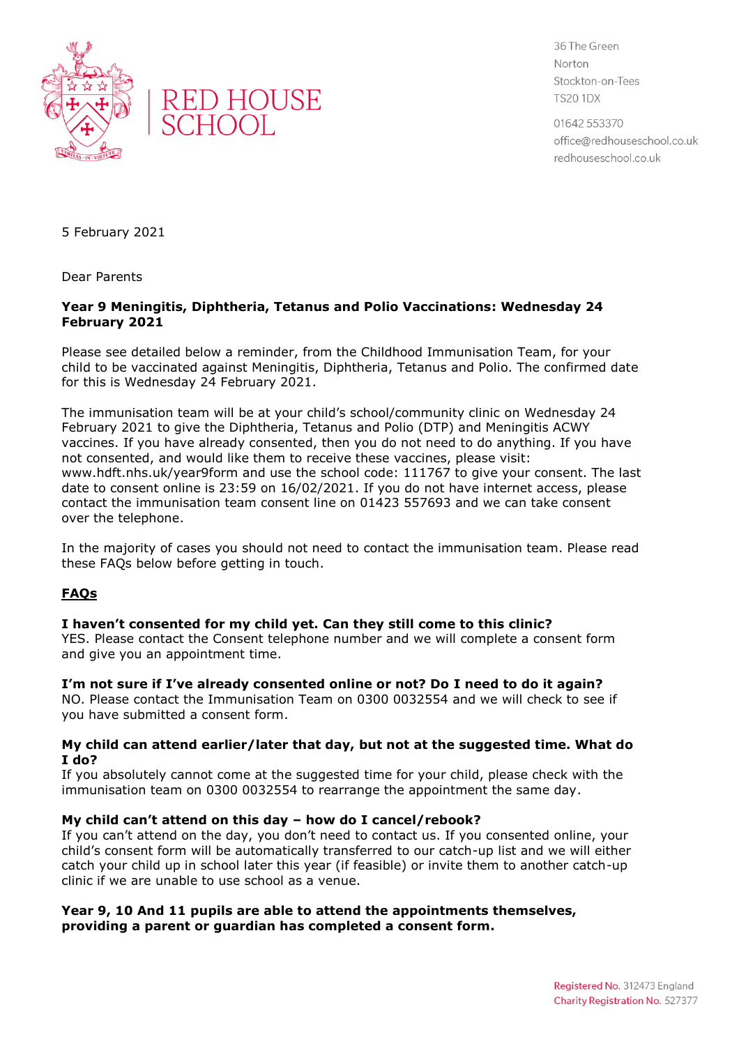RED HOUSE SCHOOL

36 The Green
Norton
Stockton-on-Tees
TS20 1DX

01642 553370
office@redhouseschool.co.uk
redhouseschool.co.uk

5 February 2021

Dear Parents

**Year 9 Meningitis, Diphtheria, Tetanus and Polio Vaccinations: Wednesday 24 February 2021**

Please see detailed below a reminder, from the Childhood Immunisation Team, for your child to be vaccinated against Meningitis, Diphtheria, Tetanus and Polio. The confirmed date for this is Wednesday 24 February 2021.

The immunisation team will be at your child's school/community clinic on Wednesday 24 February 2021 to give the Diphtheria, Tetanus and Polio (DTP) and Meningitis ACWY vaccines. If you have already consented, then you do not need to do anything. If you have not consented, and would like them to receive these vaccines, please visit: www.hdft.nhs.uk/year9form and use the school code: 111767 to give your consent. The last date to consent online is 23:59 on 16/02/2021. If you do not have internet access, please contact the immunisation team consent line on 01423 557693 and we can take consent over the telephone.

In the majority of cases you should not need to contact the immunisation team. Please read these FAQs below before getting in touch.

**FAQs**

**I haven't consented for my child yet. Can they still come to this clinic?**
YES. Please contact the Consent telephone number and we will complete a consent form and give you an appointment time.

**I'm not sure if I've already consented online or not? Do I need to do it again?**
NO. Please contact the Immunisation Team on 0300 0032554 and we will check to see if you have submitted a consent form.

**My child can attend earlier/later that day, but not at the suggested time. What do I do?**
If you absolutely cannot come at the suggested time for your child, please check with the immunisation team on 0300 0032554 to rearrange the appointment the same day.

**My child can't attend on this day – how do I cancel/rebook?**
If you can't attend on the day, you don't need to contact us. If you consented online, your child's consent form will be automatically transferred to our catch-up list and we will either catch your child up in school later this year (if feasible) or invite them to another catch-up clinic if we are unable to use school as a venue.

**Year 9, 10 And 11 pupils are able to attend the appointments themselves, providing a parent or guardian has completed a consent form.**

Registered No. 312473 England
Charity Registration No. 527377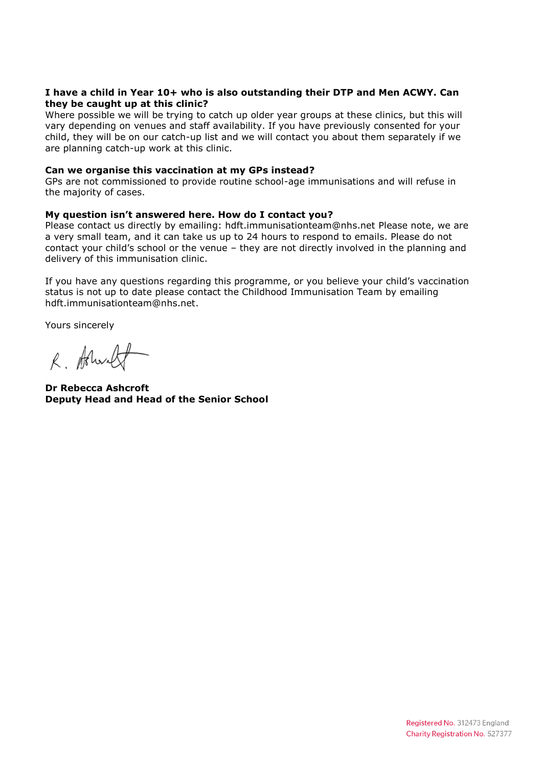**I have a child in Year 10+ who is also outstanding their DTP and Men ACWY. Can they be caught up at this clinic?**

Where possible we will be trying to catch up older year groups at these clinics, but this will vary depending on venues and staff availability. If you have previously consented for your child, they will be on our catch-up list and we will contact you about them separately if we are planning catch-up work at this clinic.

**Can we organise this vaccination at my GPs instead?**

GPs are not commissioned to provide routine school-age immunisations and will refuse in the majority of cases.

**My question isn't answered here. How do I contact you?**

Please contact us directly by emailing: hdft.immunisationteam@nhs.net Please note, we are a very small team, and it can take us up to 24 hours to respond to emails. Please do not contact your child's school or the venue – they are not directly involved in the planning and delivery of this immunisation clinic.

If you have any questions regarding this programme, or you believe your child's vaccination status is not up to date please contact the Childhood Immunisation Team by emailing hdft.immunisationteam@nhs.net.

Yours sincerely

R. Ashcroft

**Dr Rebecca Ashcroft**
**Deputy Head and Head of the Senior School**

Registered No. 312473 England
Charity Registration No. 527377